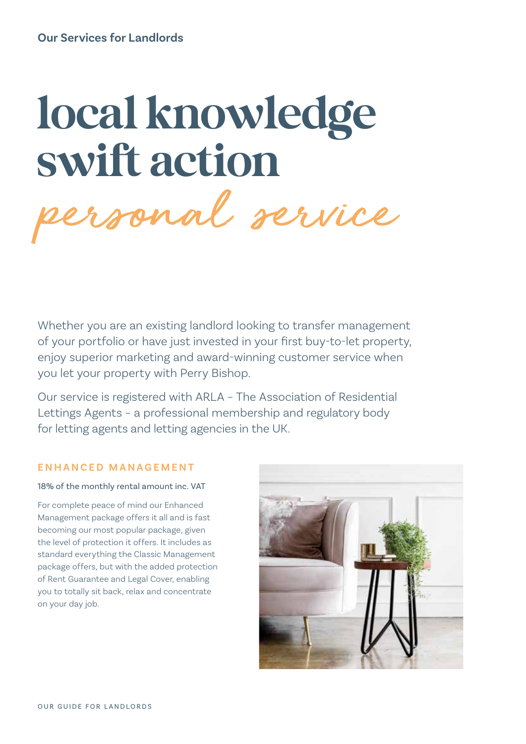Our Services for Landlords

# local knowledge swift action

*personal service*

Whether you are an existing landlord looking to transfer management of your portfolio or have just invested in your first buy-to-let property, enjoy superior marketing and award-winning customer service when you let your property with Perry Bishop.

Our service is registered with ARLA – The Association of Residential Lettings Agents – a professional membership and regulatory body for letting agents and letting agencies in the UK.

## ENHANCED MANAGEMENT

18% of the monthly rental amount inc. VAT

For complete peace of mind our Enhanced Management package offers it all and is fast becoming our most popular package, given the level of protection it offers. It includes as standard everything the Classic Management package offers, but with the added protection of Rent Guarantee and Legal Cover, enabling you to totally sit back, relax and concentrate on your day job.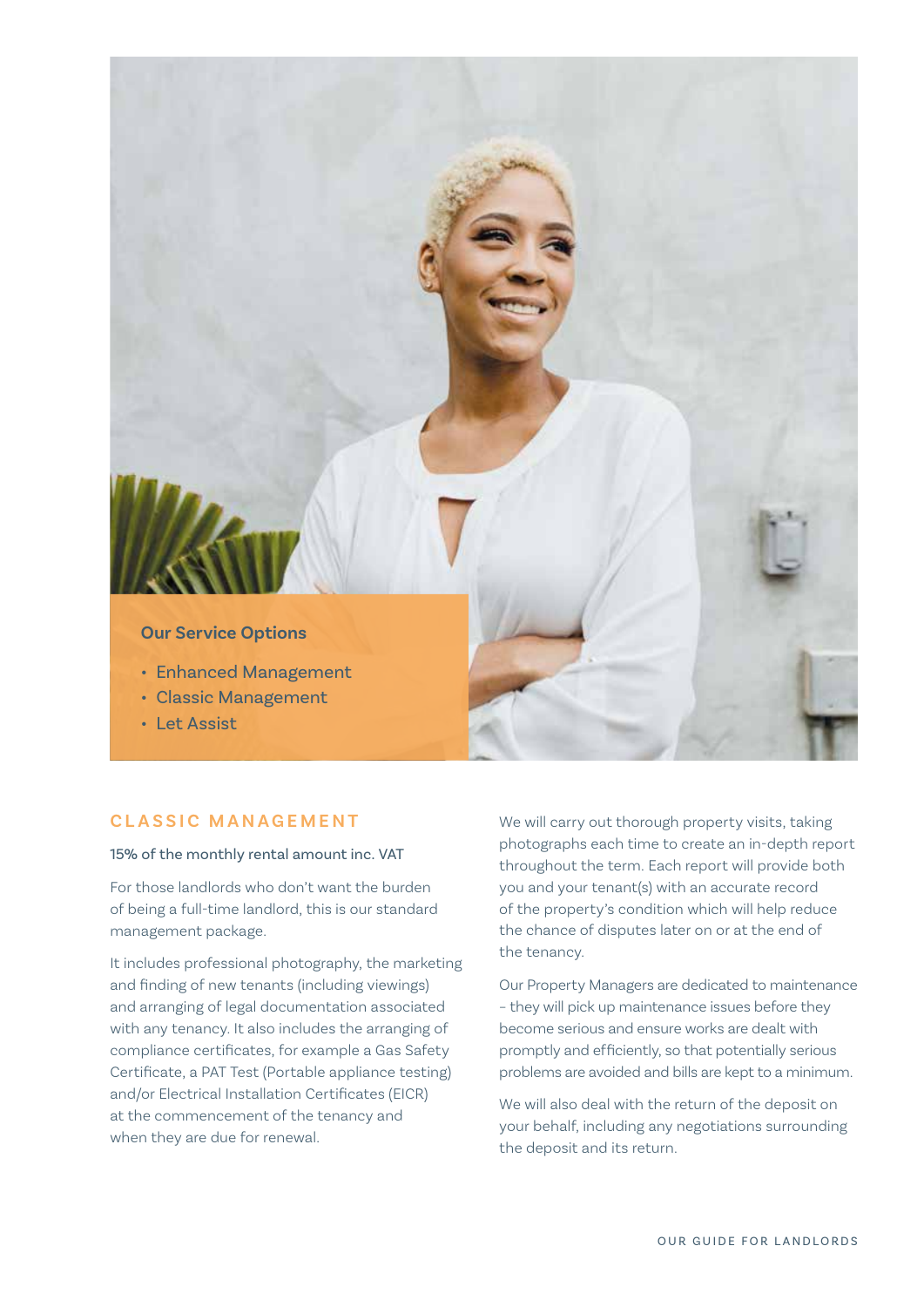**Our Service Options**

- Enhanced Management
- Classic Management
- Let Assist

## CLASSIC MANAGEMENT

15% of the monthly rental amount inc. VAT

For those landlords who don't want the burden of being a full-time landlord, this is our standard management package.

It includes professional photography, the marketing and finding of new tenants (including viewings) and arranging of legal documentation associated with any tenancy. It also includes the arranging of compliance certificates, for example a Gas Safety Certificate, a PAT Test (Portable appliance testing) and/or Electrical Installation Certificates (EICR) at the commencement of the tenancy and when they are due for renewal.

We will carry out thorough property visits, taking photographs each time to create an in-depth report throughout the term. Each report will provide both you and your tenant(s) with an accurate record of the property's condition which will help reduce the chance of disputes later on or at the end of the tenancy.

Our Property Managers are dedicated to maintenance - they will pick up maintenance issues before they become serious and ensure works are dealt with promptly and efficiently, so that potentially serious problems are avoided and bills are kept to a minimum.

We will also deal with the return of the deposit on your behalf, including any negotiations surrounding the deposit and its return.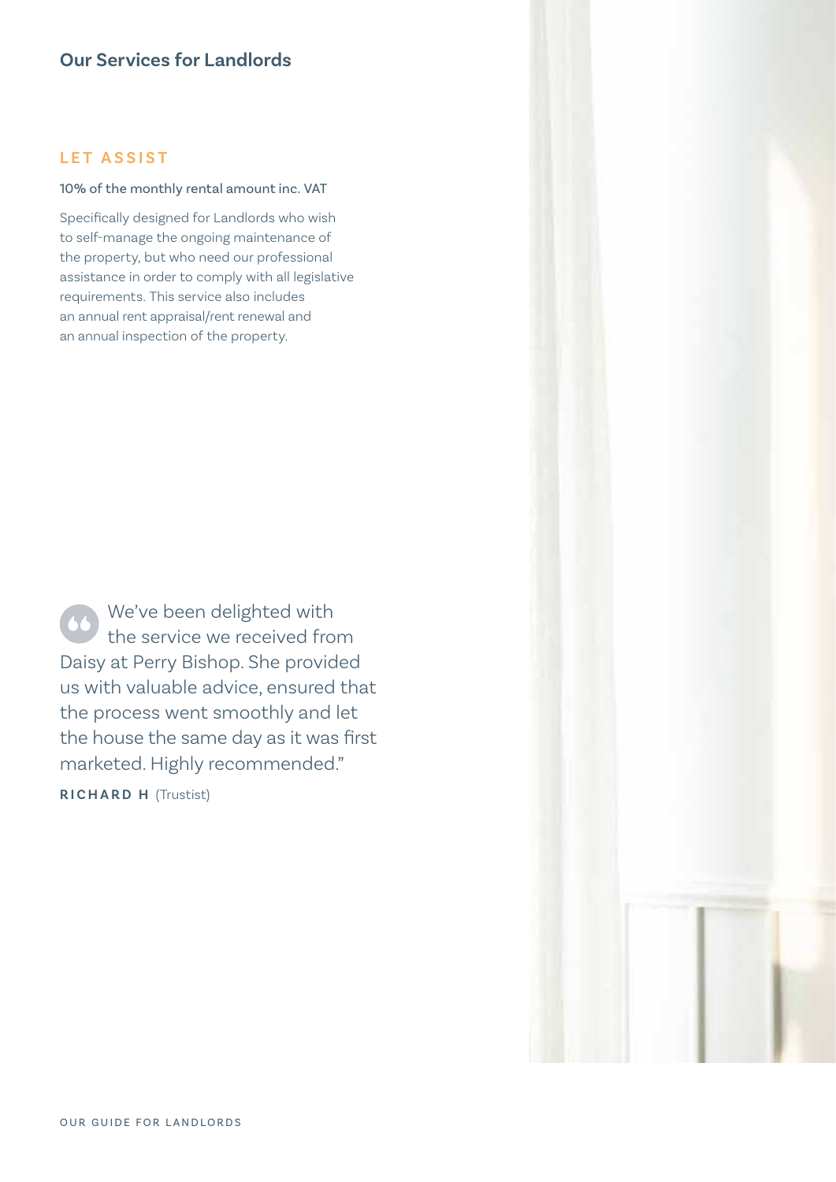## Our Services for Landlords

### LET ASSIST

10% of the monthly rental amount inc. VAT

Specifically designed for Landlords who wish to self-manage the ongoing maintenance of the property, but who need our professional assistance in order to comply with all legislative requirements. This service also includes an annual rent appraisal/rent renewal and an annual inspection of the property.

> "We've been delighted with the service we received from Daisy at Perry Bishop. She provided us with valuable advice, ensured that the process went smoothly and let the house the same day as it was first marketed. Highly recommended."
>
> **RICHARD H** (Trustist)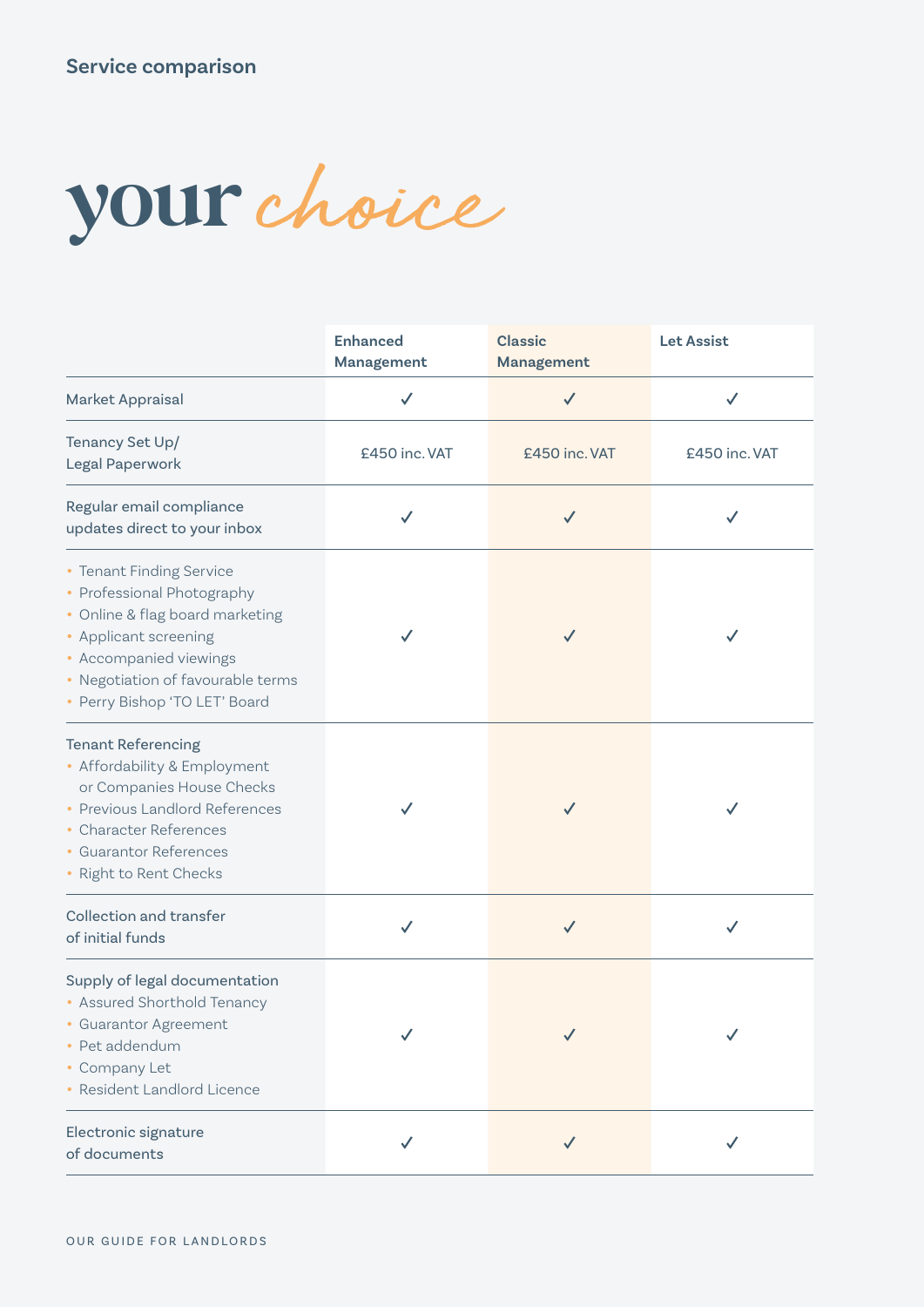Service comparison

# your *choice*

| | Enhanced Management | Classic Management | Let Assist |
|---|---|---|---|
| Market Appraisal | ✓ | ✓ | ✓ |
| Tenancy Set Up/ Legal Paperwork | £450 inc. VAT | £450 inc. VAT | £450 inc. VAT |
| Regular email compliance updates direct to your inbox | ✓ | ✓ | ✓ |
| • Tenant Finding Service<br>• Professional Photography<br>• Online & flag board marketing<br>• Applicant screening<br>• Accompanied viewings<br>• Negotiation of favourable terms<br>• Perry Bishop 'TO LET' Board | ✓ | ✓ | ✓ |
| Tenant Referencing<br>• Affordability & Employment or Companies House Checks<br>• Previous Landlord References<br>• Character References<br>• Guarantor References<br>• Right to Rent Checks | ✓ | ✓ | ✓ |
| Collection and transfer of initial funds | ✓ | ✓ | ✓ |
| Supply of legal documentation<br>• Assured Shorthold Tenancy<br>• Guarantor Agreement<br>• Pet addendum<br>• Company Let<br>• Resident Landlord Licence | ✓ | ✓ | ✓ |
| Electronic signature of documents | ✓ | ✓ | ✓ |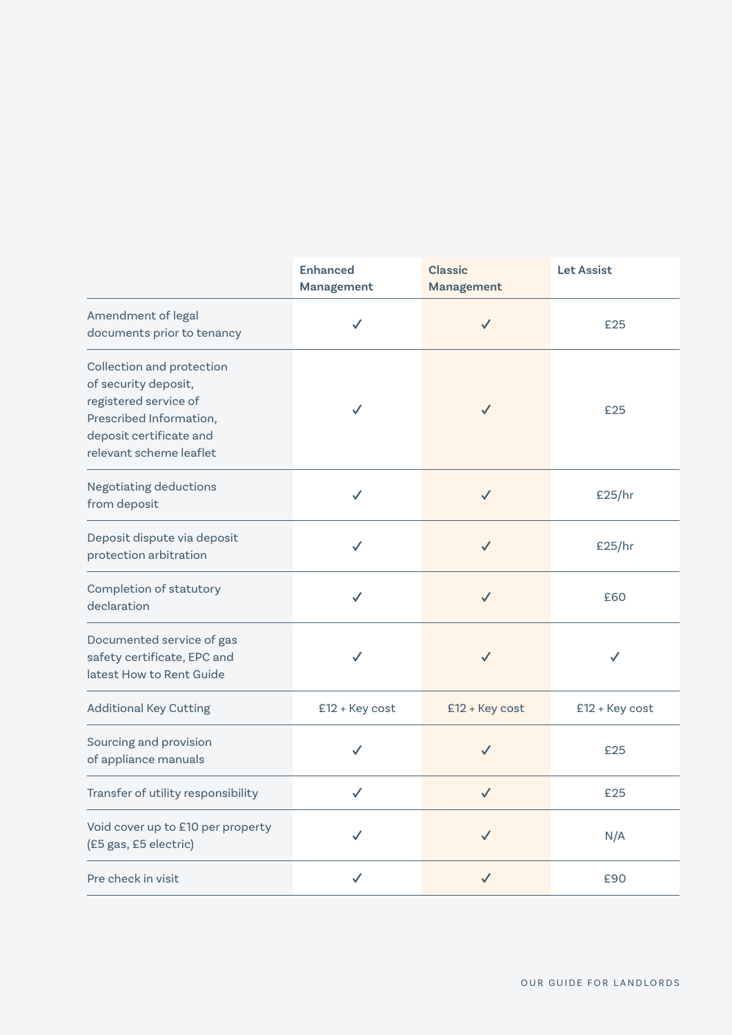| | Enhanced Management | Classic Management | Let Assist |
|---|---|---|---|
| Amendment of legal documents prior to tenancy | ✓ | ✓ | £25 |
| Collection and protection of security deposit, registered service of Prescribed Information, deposit certificate and relevant scheme leaflet | ✓ | ✓ | £25 |
| Negotiating deductions from deposit | ✓ | ✓ | £25/hr |
| Deposit dispute via deposit protection arbitration | ✓ | ✓ | £25/hr |
| Completion of statutory declaration | ✓ | ✓ | £60 |
| Documented service of gas safety certificate, EPC and latest How to Rent Guide | ✓ | ✓ | ✓ |
| Additional Key Cutting | £12 + Key cost | £12 + Key cost | £12 + Key cost |
| Sourcing and provision of appliance manuals | ✓ | ✓ | £25 |
| Transfer of utility responsibility | ✓ | ✓ | £25 |
| Void cover up to £10 per property (£5 gas, £5 electric) | ✓ | ✓ | N/A |
| Pre check in visit | ✓ | ✓ | £90 |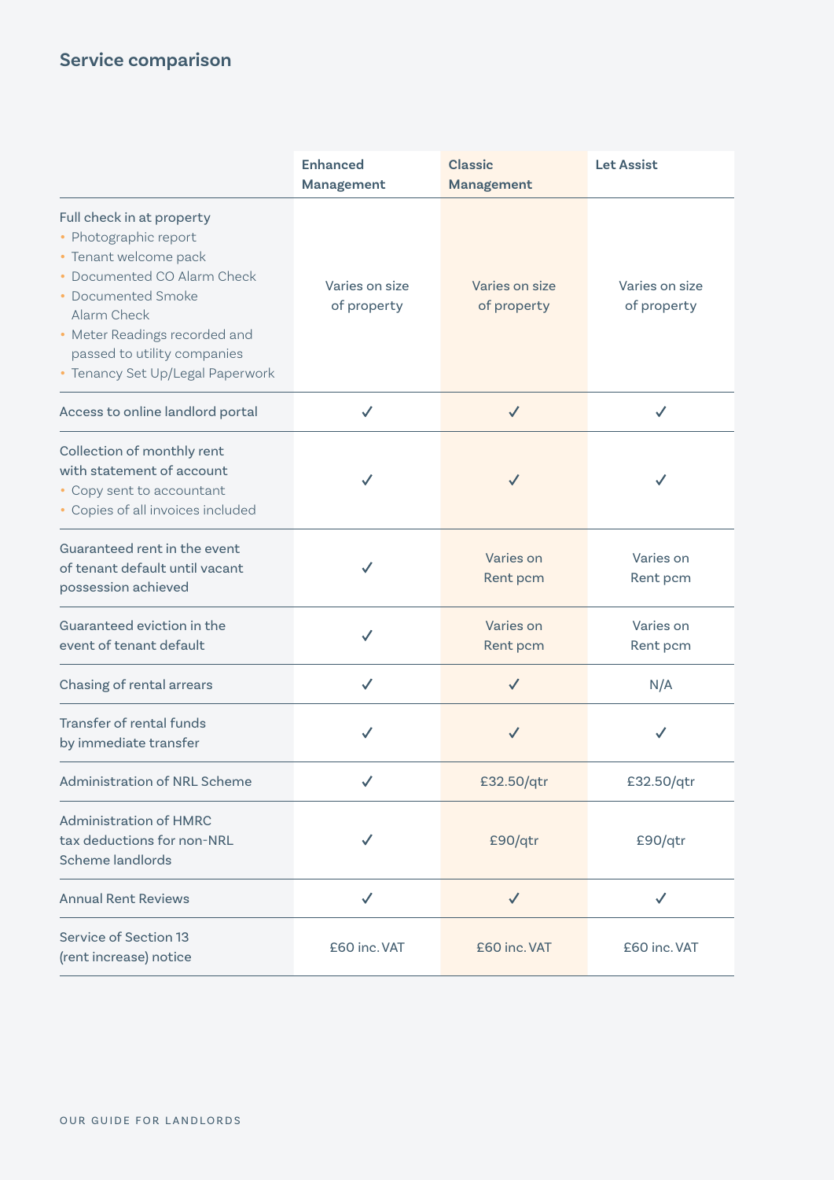## Service comparison

| | Enhanced Management | Classic Management | Let Assist |
|---|---|---|---|
| Full check in at property<br>• Photographic report<br>• Tenant welcome pack<br>• Documented CO Alarm Check<br>• Documented Smoke Alarm Check<br>• Meter Readings recorded and passed to utility companies<br>• Tenancy Set Up/Legal Paperwork | Varies on size of property | Varies on size of property | Varies on size of property |
| Access to online landlord portal | ✓ | ✓ | ✓ |
| Collection of monthly rent with statement of account<br>• Copy sent to accountant<br>• Copies of all invoices included | ✓ | ✓ | ✓ |
| Guaranteed rent in the event of tenant default until vacant possession achieved | ✓ | Varies on Rent pcm | Varies on Rent pcm |
| Guaranteed eviction in the event of tenant default | ✓ | Varies on Rent pcm | Varies on Rent pcm |
| Chasing of rental arrears | ✓ | ✓ | N/A |
| Transfer of rental funds by immediate transfer | ✓ | ✓ | ✓ |
| Administration of NRL Scheme | ✓ | £32.50/qtr | £32.50/qtr |
| Administration of HMRC tax deductions for non-NRL Scheme landlords | ✓ | £90/qtr | £90/qtr |
| Annual Rent Reviews | ✓ | ✓ | ✓ |
| Service of Section 13 (rent increase) notice | £60 inc. VAT | £60 inc. VAT | £60 inc. VAT |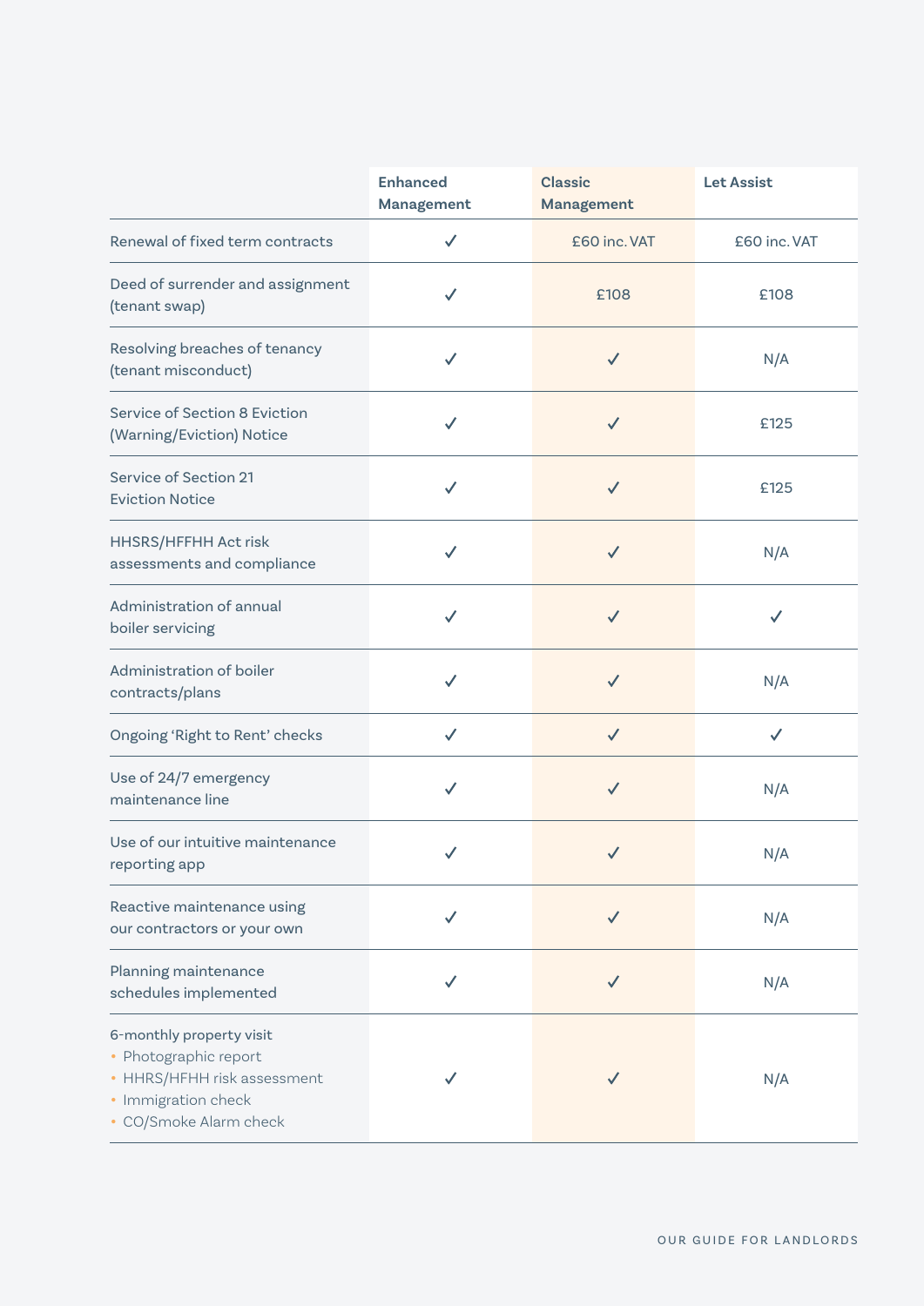| | Enhanced Management | Classic Management | Let Assist |
|---|---|---|---|
| Renewal of fixed term contracts | ✓ | £60 inc. VAT | £60 inc. VAT |
| Deed of surrender and assignment (tenant swap) | ✓ | £108 | £108 |
| Resolving breaches of tenancy (tenant misconduct) | ✓ | ✓ | N/A |
| Service of Section 8 Eviction (Warning/Eviction) Notice | ✓ | ✓ | £125 |
| Service of Section 21 Eviction Notice | ✓ | ✓ | £125 |
| HHSRS/HFFHH Act risk assessments and compliance | ✓ | ✓ | N/A |
| Administration of annual boiler servicing | ✓ | ✓ | ✓ |
| Administration of boiler contracts/plans | ✓ | ✓ | N/A |
| Ongoing 'Right to Rent' checks | ✓ | ✓ | ✓ |
| Use of 24/7 emergency maintenance line | ✓ | ✓ | N/A |
| Use of our intuitive maintenance reporting app | ✓ | ✓ | N/A |
| Reactive maintenance using our contractors or your own | ✓ | ✓ | N/A |
| Planning maintenance schedules implemented | ✓ | ✓ | N/A |
| 6-monthly property visit<br>• Photographic report<br>• HHRS/HFHH risk assessment<br>• Immigration check<br>• CO/Smoke Alarm check | ✓ | ✓ | N/A |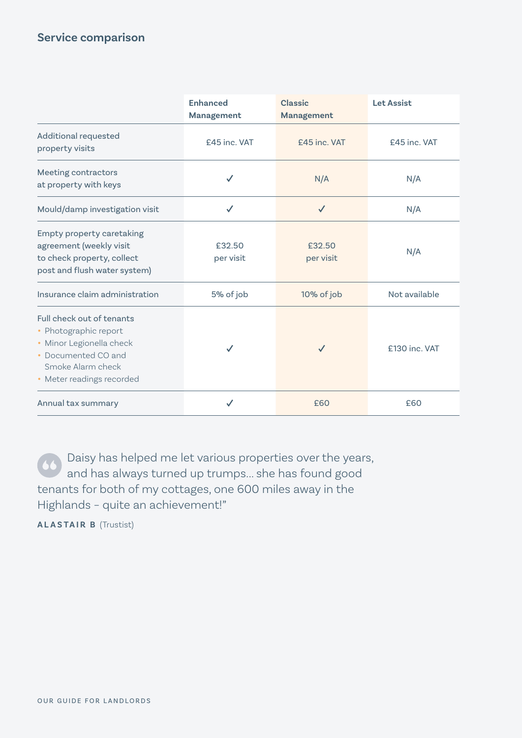## Service comparison

| | Enhanced Management | Classic Management | Let Assist |
|---|---|---|---|
| Additional requested property visits | £45 inc. VAT | £45 inc. VAT | £45 inc. VAT |
| Meeting contractors at property with keys | ✓ | N/A | N/A |
| Mould/damp investigation visit | ✓ | ✓ | N/A |
| Empty property caretaking agreement (weekly visit to check property, collect post and flush water system) | £32.50 per visit | £32.50 per visit | N/A |
| Insurance claim administration | 5% of job | 10% of job | Not available |
| Full check out of tenants<br>• Photographic report<br>• Minor Legionella check<br>• Documented CO and Smoke Alarm check<br>• Meter readings recorded | ✓ | ✓ | £130 inc. VAT |
| Annual tax summary | ✓ | £60 | £60 |

> Daisy has helped me let various properties over the years, and has always turned up trumps… she has found good tenants for both of my cottages, one 600 miles away in the Highlands – quite an achievement!”

**ALASTAIR B** (Trustist)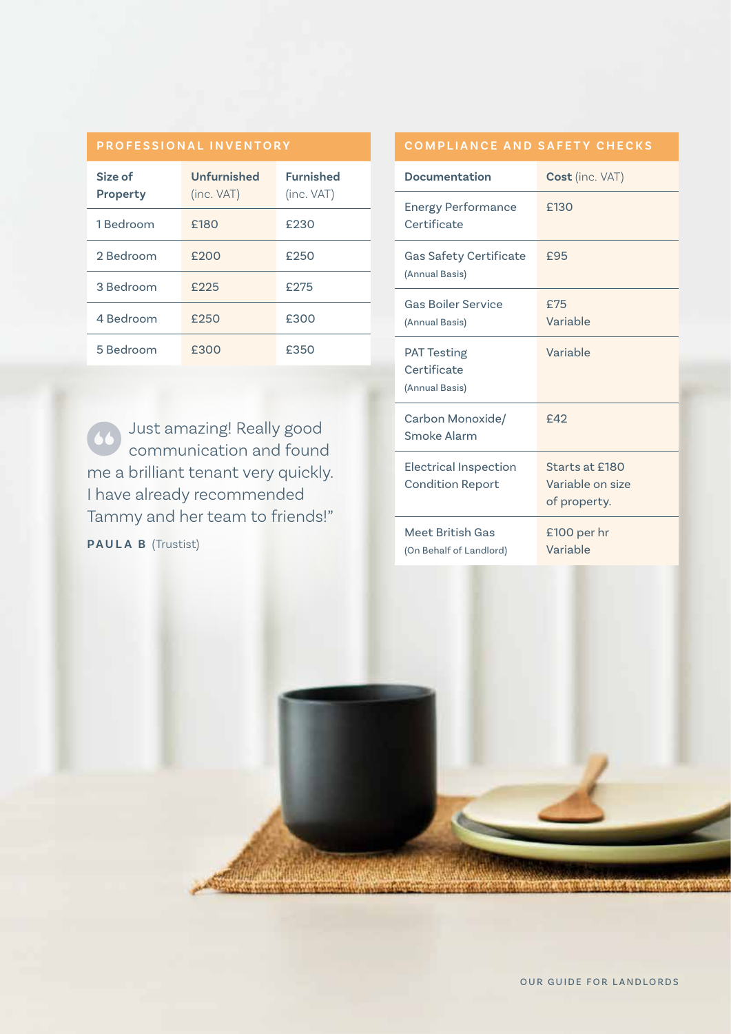## PROFESSIONAL INVENTORY

| Size of Property | Unfurnished (inc. VAT) | Furnished (inc. VAT) |
|---|---|---|
| 1 Bedroom | £180 | £230 |
| 2 Bedroom | £200 | £250 |
| 3 Bedroom | £225 | £275 |
| 4 Bedroom | £250 | £300 |
| 5 Bedroom | £300 | £350 |

> Just amazing! Really good communication and found me a brilliant tenant very quickly. I have already recommended Tammy and her team to friends!"
>
> **PAULA B** (Trustist)

## COMPLIANCE AND SAFETY CHECKS

| Documentation | Cost (inc. VAT) |
|---|---|
| Energy Performance Certificate | £130 |
| Gas Safety Certificate (Annual Basis) | £95 |
| Gas Boiler Service (Annual Basis) | £75 Variable |
| PAT Testing Certificate (Annual Basis) | Variable |
| Carbon Monoxide/ Smoke Alarm | £42 |
| Electrical Inspection Condition Report | Starts at £180 Variable on size of property. |
| Meet British Gas (On Behalf of Landlord) | £100 per hr Variable |